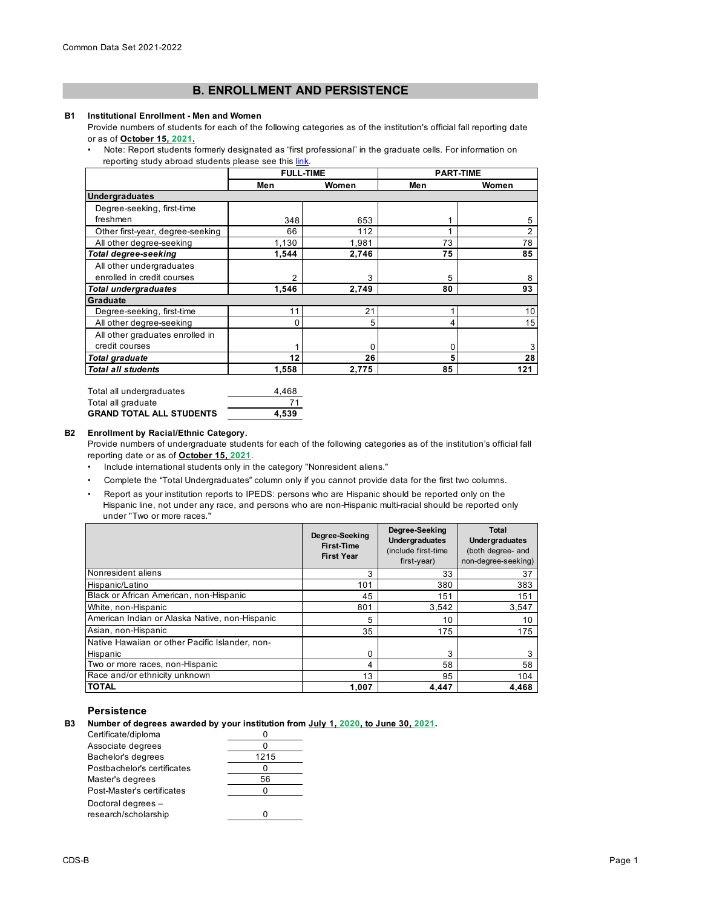# B. ENROLLMENT AND PERSISTENCE

**B1 Institutional Enrollment - Men and Women**

Provide numbers of students for each of the following categories as of the institution's official fall reporting date or as of **October 15, 2021.**

- Note: Report students formerly designated as "first professional" in the graduate cells. For information on reporting study abroad students please see this link.

| | FULL-TIME | | PART-TIME | |
|---|---|---|---|---|
| | **Men** | **Women** | **Men** | **Women** |
| **Undergraduates** | | | | |
| Degree-seeking, first-time freshmen | 348 | 653 | 1 | 5 |
| Other first-year, degree-seeking | 66 | 112 | 1 | 2 |
| All other degree-seeking | 1,130 | 1,981 | 73 | 78 |
| ***Total degree-seeking*** | **1,544** | **2,746** | **75** | **85** |
| All other undergraduates enrolled in credit courses | 2 | 3 | 5 | 8 |
| ***Total undergraduates*** | **1,546** | **2,749** | **80** | **93** |
| **Graduate** | | | | |
| Degree-seeking, first-time | 11 | 21 | 1 | 10 |
| All other degree-seeking | 0 | 5 | 4 | 15 |
| All other graduates enrolled in credit courses | 1 | 0 | 0 | 3 |
| ***Total graduate*** | **12** | **26** | **5** | **28** |
| ***Total all students*** | **1,558** | **2,775** | **85** | **121** |

| | |
|---|---|
| Total all undergraduates | 4,468 |
| Total all graduate | 71 |
| **GRAND TOTAL ALL STUDENTS** | **4,539** |

**B2 Enrollment by Racial/Ethnic Category.**

Provide numbers of undergraduate students for each of the following categories as of the institution's official fall reporting date or as of **October 15, 2021**.

- Include international students only in the category "Nonresident aliens."
- Complete the "Total Undergraduates" column only if you cannot provide data for the first two columns.
- Report as your institution reports to IPEDS: persons who are Hispanic should be reported only on the Hispanic line, not under any race, and persons who are non-Hispanic multi-racial should be reported only under "Two or more races."

| | **Degree-Seeking First-Time First Year** | **Degree-Seeking Undergraduates** (include first-time first-year) | **Total Undergraduates** (both degree- and non-degree-seeking) |
|---|---|---|---|
| Nonresident aliens | 3 | 33 | 37 |
| Hispanic/Latino | 101 | 380 | 383 |
| Black or African American, non-Hispanic | 45 | 151 | 151 |
| White, non-Hispanic | 801 | 3,542 | 3,547 |
| American Indian or Alaska Native, non-Hispanic | 5 | 10 | 10 |
| Asian, non-Hispanic | 35 | 175 | 175 |
| Native Hawaiian or other Pacific Islander, non-Hispanic | 0 | 3 | 3 |
| Two or more races, non-Hispanic | 4 | 58 | 58 |
| Race and/or ethnicity unknown | 13 | 95 | 104 |
| **TOTAL** | **1,007** | **4,447** | **4,468** |

## Persistence

**B3 Number of degrees awarded by your institution from July 1, 2020, to June 30, 2021.**

| | |
|---|---|
| Certificate/diploma | 0 |
| Associate degrees | 0 |
| Bachelor's degrees | 1215 |
| Postbachelor's certificates | 0 |
| Master's degrees | 56 |
| Post-Master's certificates | 0 |
| Doctoral degrees – research/scholarship | 0 |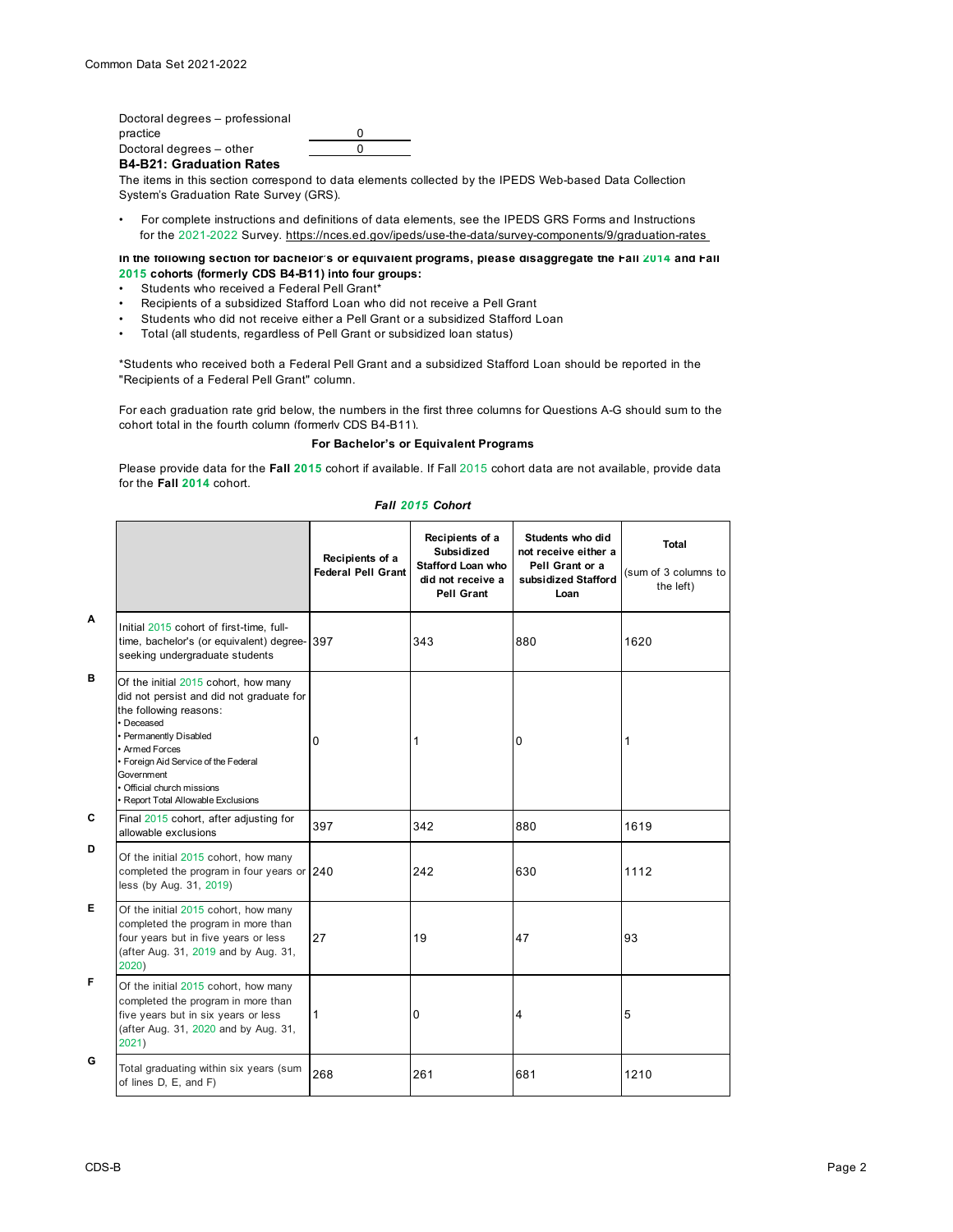| Doctoral degrees – professional practice | 0 |
|---|---|
| Doctoral degrees – other | 0 |

### B4-B21: Graduation Rates

The items in this section correspond to data elements collected by the IPEDS Web-based Data Collection System's Graduation Rate Survey (GRS).

- For complete instructions and definitions of data elements, see the IPEDS GRS Forms and Instructions for the 2021-2022 Survey. https://nces.ed.gov/ipeds/use-the-data/survey-components/9/graduation-rates

**In the following section for bachelor's or equivalent programs, please disaggregate the Fall 2014 and Fall 2015 cohorts (formerly CDS B4-B11) into four groups:**

- Students who received a Federal Pell Grant*
- Recipients of a subsidized Stafford Loan who did not receive a Pell Grant
- Students who did not receive either a Pell Grant or a subsidized Stafford Loan
- Total (all students, regardless of Pell Grant or subsidized loan status)

*Students who received both a Federal Pell Grant and a subsidized Stafford Loan should be reported in the "Recipients of a Federal Pell Grant" column.

For each graduation rate grid below, the numbers in the first three columns for Questions A-G should sum to the cohort total in the fourth column (formerly CDS B4-B11).

**For Bachelor's or Equivalent Programs**

Please provide data for the **Fall 2015** cohort if available. If Fall 2015 cohort data are not available, provide data for the **Fall 2014** cohort.

***Fall 2015 Cohort***

| | | Recipients of a Federal Pell Grant | Recipients of a Subsidized Stafford Loan who did not receive a Pell Grant | Students who did not receive either a Pell Grant or a subsidized Stafford Loan | Total (sum of 3 columns to the left) |
|---|---|---|---|---|---|
| A | Initial 2015 cohort of first-time, full-time, bachelor's (or equivalent) degree-seeking undergraduate students | 397 | 343 | 880 | 1620 |
| B | Of the initial 2015 cohort, how many did not persist and did not graduate for the following reasons: • Deceased • Permanently Disabled • Armed Forces • Foreign Aid Service of the Federal Government • Official church missions • Report Total Allowable Exclusions | 0 | 1 | 0 | 1 |
| C | Final 2015 cohort, after adjusting for allowable exclusions | 397 | 342 | 880 | 1619 |
| D | Of the initial 2015 cohort, how many completed the program in four years or less (by Aug. 31, 2019) | 240 | 242 | 630 | 1112 |
| E | Of the initial 2015 cohort, how many completed the program in more than four years but in five years or less (after Aug. 31, 2019 and by Aug. 31, 2020) | 27 | 19 | 47 | 93 |
| F | Of the initial 2015 cohort, how many completed the program in more than five years but in six years or less (after Aug. 31, 2020 and by Aug. 31, 2021) | 1 | 0 | 4 | 5 |
| G | Total graduating within six years (sum of lines D, E, and F) | 268 | 261 | 681 | 1210 |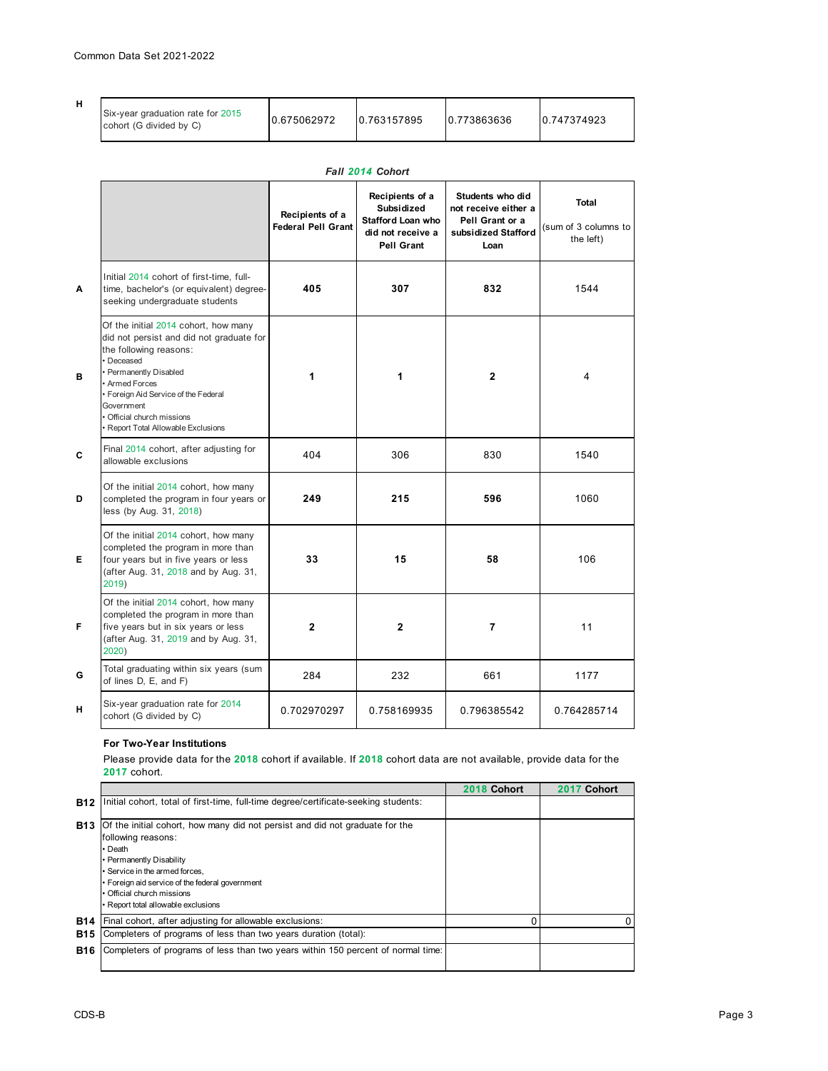| | | | | | |
|---|---|---|---|---|---|
| H | Six-year graduation rate for 2015 cohort (G divided by C) | 0.675062972 | 0.763157895 | 0.773863636 | 0.747374923 |

*Fall 2014 Cohort*

| | | Recipients of a Federal Pell Grant | Recipients of a Subsidized Stafford Loan who did not receive a Pell Grant | Students who did not receive either a Pell Grant or a subsidized Stafford Loan | Total (sum of 3 columns to the left) |
|---|---|---|---|---|---|
| A | Initial 2014 cohort of first-time, full-time, bachelor's (or equivalent) degree-seeking undergraduate students | 405 | 307 | 832 | 1544 |
| B | Of the initial 2014 cohort, how many did not persist and did not graduate for the following reasons: • Deceased • Permanently Disabled • Armed Forces • Foreign Aid Service of the Federal Government • Official church missions • Report Total Allowable Exclusions | 1 | 1 | 2 | 4 |
| C | Final 2014 cohort, after adjusting for allowable exclusions | 404 | 306 | 830 | 1540 |
| D | Of the initial 2014 cohort, how many completed the program in four years or less (by Aug. 31, 2018) | 249 | 215 | 596 | 1060 |
| E | Of the initial 2014 cohort, how many completed the program in more than four years but in five years or less (after Aug. 31, 2018 and by Aug. 31, 2019) | 33 | 15 | 58 | 106 |
| F | Of the initial 2014 cohort, how many completed the program in more than five years but in six years or less (after Aug. 31, 2019 and by Aug. 31, 2020) | 2 | 2 | 7 | 11 |
| G | Total graduating within six years (sum of lines D, E, and F) | 284 | 232 | 661 | 1177 |
| H | Six-year graduation rate for 2014 cohort (G divided by C) | 0.702970297 | 0.758169935 | 0.796385542 | 0.764285714 |

**For Two-Year Institutions**

Please provide data for the **2018** cohort if available. If **2018** cohort data are not available, provide data for the **2017** cohort.

| | | 2018 Cohort | 2017 Cohort |
|---|---|---|---|
| B12 | Initial cohort, total of first-time, full-time degree/certificate-seeking students: | | |
| B13 | Of the initial cohort, how many did not persist and did not graduate for the following reasons: • Death • Permanently Disability • Service in the armed forces, • Foreign aid service of the federal government • Official church missions • Report total allowable exclusions | | |
| B14 | Final cohort, after adjusting for allowable exclusions: | 0 | 0 |
| B15 | Completers of programs of less than two years duration (total): | | |
| B16 | Completers of programs of less than two years within 150 percent of normal time: | | |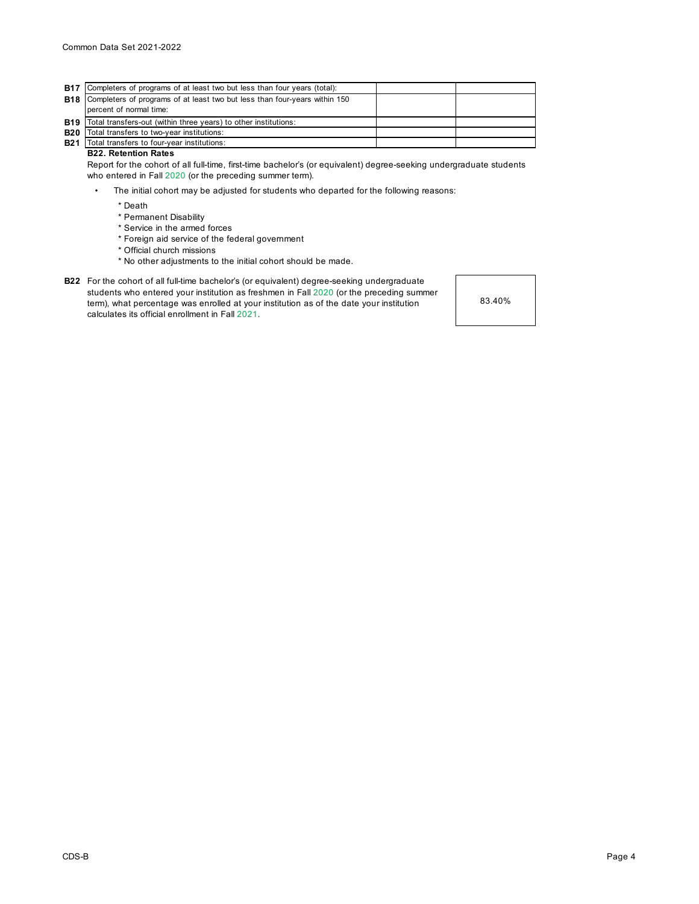| | | | |
|---|---|---|---|
| B17 | Completers of programs of at least two but less than four years (total): | | |
| B18 | Completers of programs of at least two but less than four-years within 150 percent of normal time: | | |
| B19 | Total transfers-out (within three years) to other institutions: | | |
| B20 | Total transfers to two-year institutions: | | |
| B21 | Total transfers to four-year institutions: | | |

**B22. Retention Rates**

Report for the cohort of all full-time, first-time bachelor's (or equivalent) degree-seeking undergraduate students who entered in Fall 2020 (or the preceding summer term).

- The initial cohort may be adjusted for students who departed for the following reasons:

  * Death
  * Permanent Disability
  * Service in the armed forces
  * Foreign aid service of the federal government
  * Official church missions
  * No other adjustments to the initial cohort should be made.

**B22** For the cohort of all full-time bachelor's (or equivalent) degree-seeking undergraduate students who entered your institution as freshmen in Fall 2020 (or the preceding summer term), what percentage was enrolled at your institution as of the date your institution calculates its official enrollment in Fall 2021.

83.40%